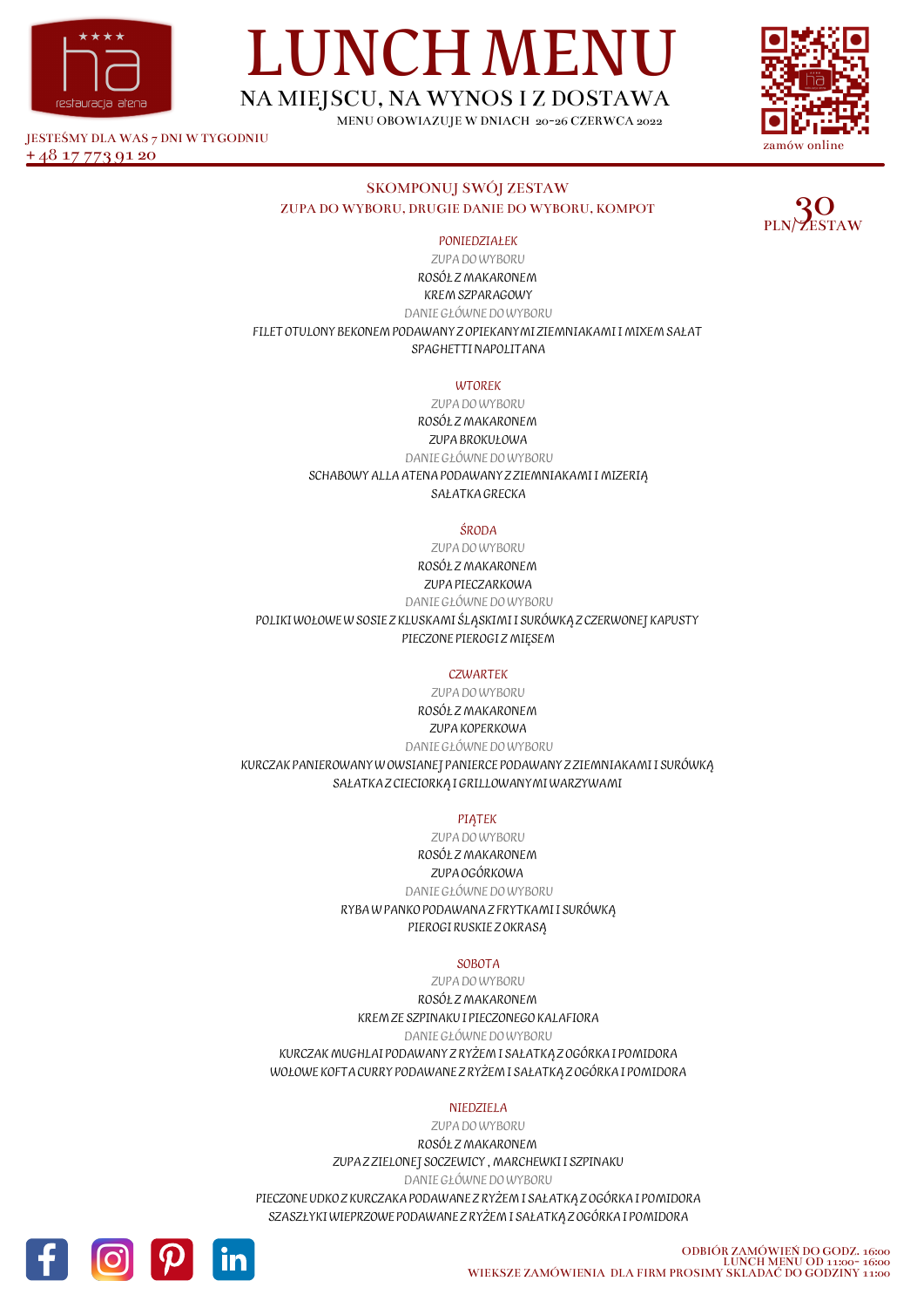# LUNCH MENU

## NA MIEJSCU, NA WYNOS I Z DOSTAWA

MENU OBOWIAZUJE W DNIACH 20-26 CZERWCA 2022

JESTEŚMY DLA WAS 7 DNI W TYGODNIU
+ 48 17 773 91 20

zamów online

### SKOMPONUJ SWÓJ ZESTAW

ZUPA DO WYBORU, DRUGIE DANIE DO WYBORU, KOMPOT

**30 PLN/ZESTAW**

#### PONIEDZIAŁEK

ZUPA DO WYBORU

ROSÓŁ Z MAKARONEM
KREM SZPARAGOWY

DANIE GŁÓWNE DO WYBORU

FILET OTULONY BEKONEM PODAWANY Z OPIEKANYMI ZIEMNIAKAMI I MIXEM SAŁAT
SPAGHETTI NAPOLITANA

#### WTOREK

ZUPA DO WYBORU

ROSÓŁ Z MAKARONEM
ZUPA BROKUŁOWA

DANIE GŁÓWNE DO WYBORU

SCHABOWY ALLA ATENA PODAWANY Z ZIEMNIAKAMI I MIZERIĄ
SAŁATKA GRECKA

#### ŚRODA

ZUPA DO WYBORU

ROSÓŁ Z MAKARONEM
ZUPA PIECZARKOWA

DANIE GŁÓWNE DO WYBORU

POLIKI WOŁOWE W SOSIE Z KLUSKAMI ŚLĄSKIMI I SURÓWKĄ Z CZERWONEJ KAPUSTY
PIECZONE PIEROGI Z MIĘSEM

#### CZWARTEK

ZUPA DO WYBORU

ROSÓŁ Z MAKARONEM
ZUPA KOPERKOWA

DANIE GŁÓWNE DO WYBORU

KURCZAK PANIEROWANY W OWSIANEJ PANIERCE PODAWANY Z ZIEMNIAKAMI I SURÓWKĄ
SAŁATKA Z CIECIORKĄ I GRILLOWANYMI WARZYWAMI

#### PIĄTEK

ZUPA DO WYBORU

ROSÓŁ Z MAKARONEM
ZUPA OGÓRKOWA

DANIE GŁÓWNE DO WYBORU

RYBA W PANKO PODAWANA Z FRYTKAMI I SURÓWKĄ
PIEROGI RUSKIE Z OKRASĄ

#### SOBOTA

ZUPA DO WYBORU

ROSÓŁ Z MAKARONEM
KREM ZE SZPINAKU I PIECZONEGO KALAFIORA

DANIE GŁÓWNE DO WYBORU

KURCZAK MUGHLAI PODAWANY Z RYŻEM I SAŁATKĄ Z OGÓRKA I POMIDORA
WOŁOWE KOFTA CURRY PODAWANE Z RYŻEM I SAŁATKĄ Z OGÓRKA I POMIDORA

#### NIEDZIELA

ZUPA DO WYBORU

ROSÓŁ Z MAKARONEM
ZUPA Z ZIELONEJ SOCZEWICY , MARCHEWKI I SZPINAKU

DANIE GŁÓWNE DO WYBORU

PIECZONE UDKO Z KURCZAKA PODAWANE Z RYŻEM I SAŁATKĄ Z OGÓRKA I POMIDORA
SZASZŁYKI WIEPRZOWE PODAWANE Z RYŻEM I SAŁATKĄ Z OGÓRKA I POMIDORA

ODBIÓR ZAMÓWIEŃ DO GODZ. 16:00
LUNCH MENU OD 11:00- 16:00
WIEKSZE ZAMÓWIENIA DLA FIRM PROSIMY SKŁADAĆ DO GODZINY 11:00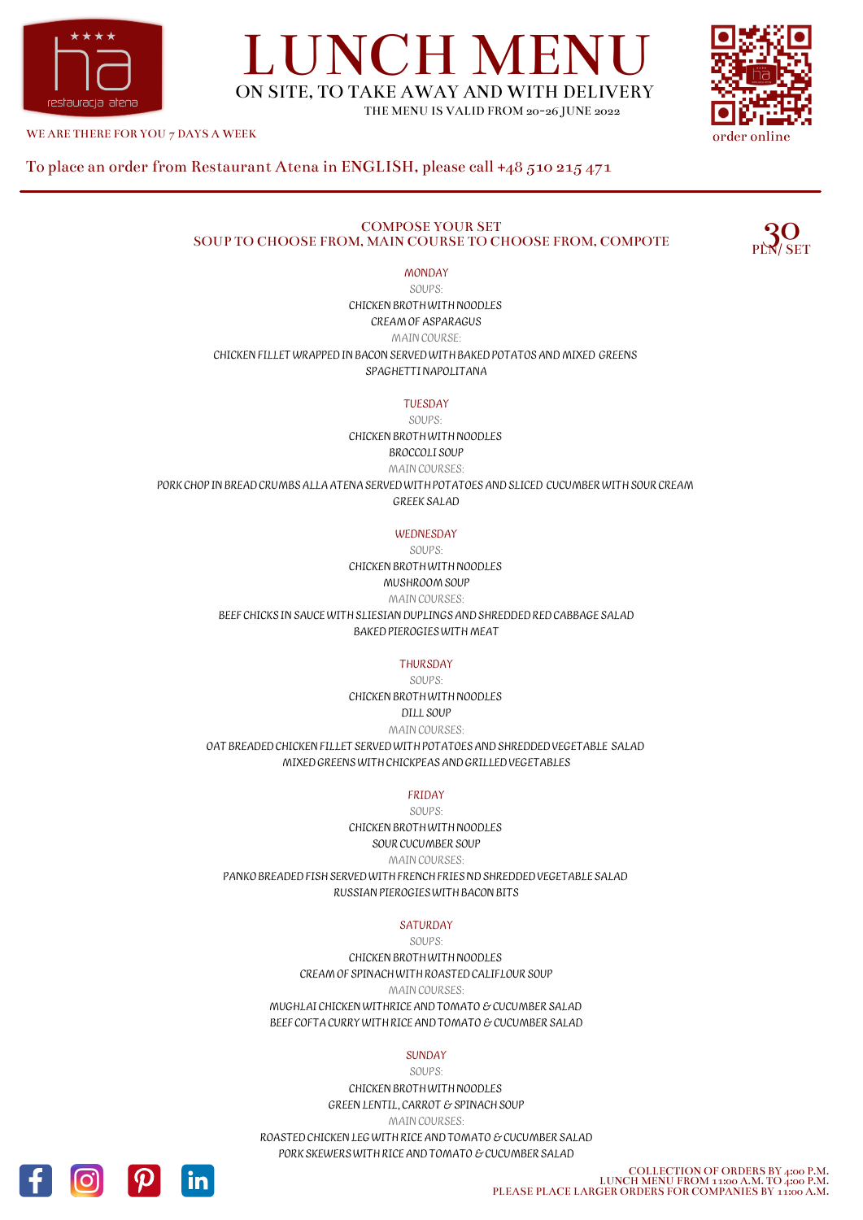# LUNCH MENU

ON SITE, TO TAKE AWAY AND WITH DELIVERY

THE MENU IS VALID FROM 20-26 JUNE 2022

WE ARE THERE FOR YOU 7 DAYS A WEEK

order online

To place an order from Restaurant Atena in ENGLISH, please call +48 510 215 471

## COMPOSE YOUR SET
## SOUP TO CHOOSE FROM, MAIN COURSE TO CHOOSE FROM, COMPOTE

30 PLN/ SET

### MONDAY

*SOUPS:*

CHICKEN BROTH WITH NOODLES

CREAM OF ASPARAGUS

*MAIN COURSE:*

CHICKEN FILLET WRAPPED IN BACON SERVED WITH BAKED POTATOS AND MIXED GREENS

SPAGHETTI NAPOLITANA

### TUESDAY

*SOUPS:*

CHICKEN BROTH WITH NOODLES

BROCCOLI SOUP

*MAIN COURSES:*

PORK CHOP IN BREAD CRUMBS ALLA ATENA SERVED WITH POTATOES AND SLICED CUCUMBER WITH SOUR CREAM

GREEK SALAD

### WEDNESDAY

*SOUPS:*

CHICKEN BROTH WITH NOODLES

MUSHROOM SOUP

*MAIN COURSES:*

BEEF CHICKS IN SAUCE WITH SLIESIAN DUPLINGS AND SHREDDED RED CABBAGE SALAD

BAKED PIEROGIES WITH MEAT

### THURSDAY

*SOUPS:*

CHICKEN BROTH WITH NOODLES

DILL SOUP

*MAIN COURSES:*

OAT BREADED CHICKEN FILLET SERVED WITH POTATOES AND SHREDDED VEGETABLE SALAD

MIXED GREENS WITH CHICKPEAS AND GRILLED VEGETABLES

### FRIDAY

*SOUPS:*

CHICKEN BROTH WITH NOODLES

SOUR CUCUMBER SOUP

*MAIN COURSES:*

PANKO BREADED FISH SERVED WITH FRENCH FRIES ND SHREDDED VEGETABLE SALAD

RUSSIAN PIEROGIES WITH BACON BITS

### SATURDAY

*SOUPS:*

CHICKEN BROTH WITH NOODLES

CREAM OF SPINACH WITH ROASTED CALIFLOUR SOUP

*MAIN COURSES:*

MUGHLAI CHICKEN WITH RICE AND TOMATO & CUCUMBER SALAD

BEEF COFTA CURRY WITH RICE AND TOMATO & CUCUMBER SALAD

### SUNDAY

*SOUPS:*

CHICKEN BROTH WITH NOODLES

GREEN LENTIL, CARROT & SPINACH SOUP

*MAIN COURSES:*

ROASTED CHICKEN LEG WITH RICE AND TOMATO & CUCUMBER SALAD

PORK SKEWERS WITH RICE AND TOMATO & CUCUMBER SALAD

COLLECTION OF ORDERS BY 4:00 P.M.
LUNCH MENU FROM 11:00 A.M. TO 4:00 P.M.
PLEASE PLACE LARGER ORDERS FOR COMPANIES BY 11:00 A.M.